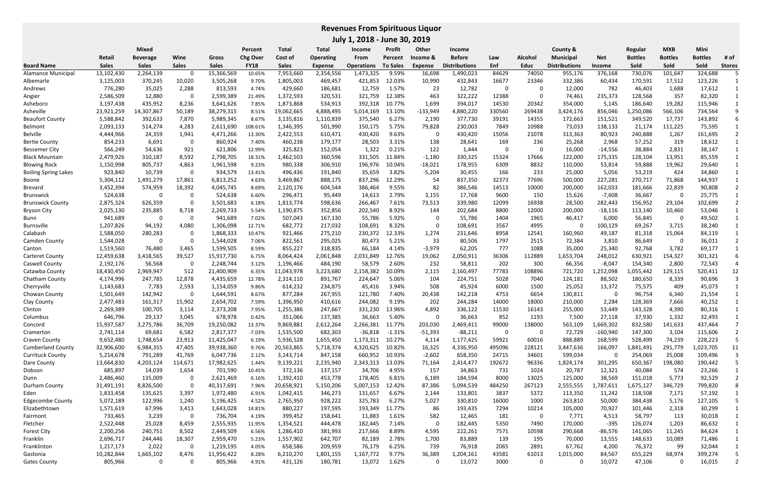# Revenues From Spirituous Liquor

## July 1, 2018 - June 30, 2019

| Board Name | Retail Sales | Mixed Beverage Sales | Wine Sales | Gross Sales | Percent Chg Over FY18 | Total Cost of Sales | Total Operating Expense | Income From Operations | Profit Percent To Sales | Other Income & Expense | Income Before Distributions | Law Enf | Alcohol Educ | County & Municipal Distributions | Net Income | Regular Bottles Sold | MXB Bottles Sold | Mini Bottles Sold | # of Stores |
|---|---|---|---|---|---|---|---|---|---|---|---|---|---|---|---|---|---|---|---|
| Alamance Municipal | 13,102,430 | 2,264,139 | 0 | 15,366,569 | 10.65% | 7,953,660 | 2,354,556 | 1,473,325 | 9.59% | 16,698 | 1,490,023 | 84629 | 74050 | 955,176 | 376,168 | 730,076 | 101,647 | 324,688 | 5 |
| Albemarle | 3,125,003 | 370,245 | 10,020 | 3,505,268 | 9.70% | 1,805,003 | 469,457 | 421,853 | 12.03% | 10,990 | 432,843 | 16677 | 23346 | 332,386 | 60,434 | 170,591 | 17,512 | 123,226 | 1 |
| Andrews | 776,280 | 35,025 | 2,288 | 813,593 | 4.74% | 429,660 | 186,681 | 12,759 | 1.57% | 23 | 12,782 | 0 | 0 | 12,000 | 782 | 46,403 | 1,688 | 17,612 | 1 |
| Angier | 2,586,509 | 12,880 | 0 | 2,599,389 | 21.49% | 1,372,593 | 320,531 | 321,759 | 12.38% | 463 | 322,222 | 12388 | 0 | 74,461 | 235,373 | 128,568 | 357 | 82,320 | 1 |
| Asheboro | 3,197,438 | 435,952 | 8,236 | 3,641,626 | 7.85% | 1,873,868 | 534,913 | 392,318 | 10.77% | 1,699 | 394,017 | 14530 | 20342 | 354,000 | 5,145 | 186,640 | 19,282 | 115,946 | 1 |
| Asheville | 23,921,259 | 14,307,867 | 50,189 | 38,279,315 | 8.51% | 19,062,665 | 4,888,495 | 5,014,169 | 13.10% | -133,949 | 4,880,220 | 330560 | 269438 | 3,424,176 | 856,046 | 1,250,086 | 566,106 | 734,564 | 9 |
| Beaufort County | 5,588,842 | 392,633 | 7,870 | 5,989,345 | 8.67% | 3,135,816 | 1,110,839 | 375,540 | 6.27% | 2,190 | 377,730 | 39191 | 14355 | 172,663 | 151,521 | 349,520 | 17,737 | 143,892 | 6 |
| Belmont | 2,093,133 | 514,274 | 4,283 | 2,611,690 | 108.61% | 1,346,395 | 501,990 | 150,175 | 5.75% | 79,828 | 230,003 | 7849 | 10988 | 73,033 | 138,133 | 21,174 | 111,225 | 75,595 | 1 |
| Belville | 4,444,966 | 24,359 | 1,941 | 4,471,266 | 13.30% | 2,422,553 | 610,471 | 430,420 | 9.63% | 0 | 430,420 | 15056 | 21078 | 313,363 | 80,923 | 240,888 | 1,267 | 161,695 | 2 |
| Bertie County | 854,233 | 6,691 | 0 | 860,924 | 7.40% | 460,238 | 179,177 | 28,503 | 3.31% | 138 | 28,641 | 169 | 236 | 25,268 | 2,968 | 57,252 | 319 | 18,612 | 1 |
| Bessemer City | 566,249 | 54,636 | 921 | 621,806 | 12.99% | 325,823 | 152,054 | 1,322 | 0.21% | 122 | 1,444 | 0 | 0 | 16,000 | -14,556 | 38,884 | 2,831 | 38,147 | 1 |
| Black Mountain | 2,479,926 | 310,187 | 8,592 | 2,798,705 | 18.31% | 1,462,503 | 360,596 | 331,505 | 11.84% | -1,180 | 330,325 | 15324 | 17666 | 122,000 | 175,335 | 128,104 | 13,951 | 85,559 | 1 |
| Blowing Rock | 1,150,998 | 805,737 | 4,863 | 1,961,598 | 9.23% | 980,338 | 306,910 | 196,976 | 10.04% | -18,021 | 178,955 | 6309 | 8832 | 110,000 | 53,814 | 59,888 | 19,962 | 29,640 | 1 |
| Boiling Spring Lakes | 923,840 | 10,739 | 0 | 934,579 | 13.41% | 496,436 | 191,840 | 35,659 | 3.82% | -5,204 | 30,455 | 166 | 233 | 25,000 | 5,056 | 53,219 | 424 | 34,860 | 1 |
| Boone | 5,304,112 | 1,491,279 | 17,861 | 6,813,252 | 4.63% | 3,469,867 | 888,175 | 837,296 | 12.29% | 54 | 837,350 | 32373 | 77696 | 500,000 | 227,281 | 270,717 | 71,868 | 144,937 | 1 |
| Brevard | 3,452,394 | 574,959 | 18,392 | 4,045,745 | 8.69% | 2,120,176 | 604,544 | 386,464 | 9.55% | 82 | 386,546 | 14513 | 10000 | 200,000 | 162,033 | 181,666 | 22,839 | 90,808 | 2 |
| Brunswick | 524,638 | 0 | 0 | 524,638 | 6.60% | 296,471 | 95,449 | 14,613 | 2.79% | 3,155 | 17,768 | 9600 | 150 | 15,626 | -7,608 | 36,667 | 0 | 25,775 | 1 |
| Brunswick County | 2,875,324 | 626,359 | 0 | 3,501,683 | 6.18% | 1,813,774 | 598,636 | 266,467 | 7.61% | 73,513 | 339,980 | 12099 | 16938 | 28,500 | 282,443 | 156,952 | 29,104 | 102,699 | 2 |
| Bryson City | 2,025,130 | 235,885 | 8,718 | 2,269,733 | 5.54% | 1,190,875 | 352,856 | 202,540 | 8.92% | 144 | 202,684 | 8800 | 12000 | 200,000 | -18,116 | 113,140 | 10,460 | 53,046 | 1 |
| Bunn | 941,689 | 0 | 0 | 941,689 | 7.02% | 507,043 | 167,130 | 55,786 | 5.92% | 0 | 55,786 | 1404 | 1965 | 46,417 | 6,000 | 56,845 | 0 | 49,502 | 1 |
| Burnsville | 1,207,826 | 94,192 | 4,080 | 1,306,098 | 12.71% | 682,772 | 217,032 | 108,691 | 8.32% | 0 | 108,691 | 3567 | 4995 | 0 | 100,129 | 69,267 | 3,715 | 38,240 | 1 |
| Calabash | 1,588,050 | 280,283 | 0 | 1,868,333 | 10.47% | 921,466 | 275,210 | 230,372 | 12.33% | 1,274 | 231,646 | 8958 | 12541 | 160,960 | 49,187 | 81,318 | 15,064 | 84,119 | 1 |
| Camden County | 1,544,028 | 0 | 0 | 1,544,028 | 7.06% | 822,561 | 295,025 | 80,473 | 5.21% | 33 | 80,506 | 1797 | 2515 | 72,384 | 3,810 | 86,649 | 0 | 36,011 | 2 |
| Canton | 1,519,560 | 76,480 | 3,465 | 1,599,505 | 8.59% | 855,227 | 318,835 | 66,184 | 4.14% | -3,979 | 62,205 | 777 | 1088 | 35,000 | 25,340 | 92,768 | 3,782 | 69,177 | 1 |
| Carteret County | 12,459,638 | 3,418,565 | 39,527 | 15,917,730 | 6.75% | 8,064,424 | 2,061,848 | 2,031,849 | 12.76% | 19,062 | 2,050,911 | 36306 | 112889 | 1,653,704 | 248,012 | 630,921 | 154,327 | 301,321 | 6 |
| Caswell County | 2,192,176 | 56,568 | 0 | 2,248,744 | 3.12% | 1,196,466 | 484,190 | 58,579 | 2.60% | 232 | 58,811 | 202 | 300 | 66,356 | -8,047 | 154,340 | 2,800 | 72,543 | 4 |
| Catawba County | 18,430,450 | 2,969,947 | 512 | 21,400,909 | 6.35% | 11,043,978 | 3,223,680 | 2,158,382 | 10.09% | 2,115 | 2,160,497 | 77783 | 108896 | 721,720 | 1,252,098 | 1,055,442 | 129,115 | 520,411 | 12 |
| Chatham County | 4,174,996 | 247,785 | 12,878 | 4,435,659 | 12.78% | 2,314,110 | 891,767 | 224,647 | 5.06% | 104 | 224,751 | 5028 | 7040 | 124,181 | 88,502 | 180,650 | 8,339 | 90,696 | 3 |
| Cherryville | 1,143,683 | 7,783 | 2,593 | 1,154,059 | 9.86% | 614,232 | 234,875 | 45,416 | 3.94% | 508 | 45,924 | 6000 | 1500 | 25,052 | 13,372 | 75,575 | 409 | 45,073 | 1 |
| Chowan County | 1,501,649 | 142,942 | 0 | 1,644,591 | 8.67% | 877,284 | 267,955 | 121,780 | 7.40% | 20,438 | 142,218 | 4753 | 6654 | 130,811 | 0 | 96,754 | 6,340 | 21,554 | 1 |
| Clay County | 2,477,483 | 161,317 | 15,902 | 2,654,702 | 7.59% | 1,396,950 | 410,616 | 244,082 | 9.19% | 202 | 244,284 | 14000 | 18000 | 210,000 | 2,284 | 128,369 | 7,666 | 40,252 | 1 |
| Clinton | 2,269,389 | 100,705 | 3,114 | 2,373,208 | 7.95% | 1,255,386 | 247,667 | 331,230 | 13.96% | 4,892 | 336,122 | 11530 | 16143 | 255,000 | 53,449 | 143,328 | 4,390 | 80,316 | 1 |
| Columbus | 646,796 | 29,137 | 3,045 | 678,978 | 0.42% | 351,066 | 137,385 | 36,663 | 5.40% | 0 | 36,663 | 852 | 1193 | 7,500 | 27,118 | 37,930 | 1,332 | 32,493 | 1 |
| Concord | 15,937,587 | 3,275,786 | 36,709 | 19,250,082 | 13.37% | 9,869,881 | 2,612,264 | 2,266,381 | 11.77% | 203,030 | 2,469,411 | 99000 | 138000 | 563,109 | 1,669,302 | 832,580 | 141,633 | 437,464 | 7 |
| Cramerton | 2,741,114 | 69,681 | 6,582 | 2,817,377 | -7.03% | 1,535,500 | 682,303 | -36,818 | -1.31% | -51,393 | -88,211 | 0 | 0 | 72,729 | -160,940 | 147,300 | 3,104 | 115,606 | 2 |
| Craven County | 9,652,480 | 1,748,654 | 23,913 | 11,425,047 | 6.19% | 5,936,528 | 1,655,450 | 1,173,311 | 10.27% | 4,114 | 1,177,425 | 59921 | 60016 | 888,889 | 168,599 | 528,499 | 74,239 | 228,223 | 5 |
| Cumberland County | 32,906,600 | 6,984,355 | 47,405 | 39,938,360 | 9.76% | 20,563,865 | 5,718,374 | 4,320,625 | 10.82% | 16,325 | 4,336,950 | 495096 | 228121 | 3,447,636 | 166,097 | 1,841,491 | 291,779 | 1,023,705 | 11 |
| Currituck County | 5,214,678 | 791,289 | 41,769 | 6,047,736 | 2.12% | 3,143,714 | 847,158 | 660,952 | 10.93% | -2,602 | 658,350 | 24715 | 34601 | 599,034 | 0 | 254,069 | 35,008 | 109,496 | 3 |
| Dare County | 13,664,830 | 4,203,124 | 114,671 | 17,982,625 | 1.44% | 9,139,221 | 2,235,940 | 2,343,313 | 13.03% | 71,164 | 2,414,477 | 192672 | 96336 | 1,824,174 | 301,295 | 650,367 | 198,080 | 190,442 | 5 |
| Dobson | 685,897 | 14,039 | 1,654 | 701,590 | 10.45% | 372,136 | 137,157 | 34,706 | 4.95% | 157 | 34,863 | 731 | 1024 | 20,787 | 12,321 | 40,084 | 574 | 23,266 | 1 |
| Dunn | 2,486,460 | 135,009 | 0 | 2,621,469 | 6.16% | 1,392,410 | 453,778 | 178,405 | 6.81% | 6,189 | 184,594 | 8000 | 13025 | 125,000 | 38,569 | 151,018 | 5,773 | 92,529 | 2 |
| Durham County | 31,491,191 | 8,826,500 | 0 | 40,317,691 | 7.96% | 20,658,921 | 5,150,206 | 5,007,153 | 12.42% | 87,386 | 5,094,539 | 484250 | 267123 | 2,555,555 | 1,787,611 | 1,675,127 | 346,729 | 799,820 | 8 |
| Eden | 1,833,458 | 135,625 | 3,397 | 1,972,480 | 6.91% | 1,042,415 | 346,273 | 131,657 | 6.67% | 2,144 | 133,801 | 3837 | 5372 | 113,350 | 11,242 | 118,508 | 7,171 | 57,192 | 1 |
| Edgecombe County | 5,072,189 | 122,996 | 1,240 | 5,196,425 | 4.52% | 2,765,950 | 928,222 | 325,783 | 6.27% | 5,027 | 330,810 | 16000 | 1000 | 263,810 | 50,000 | 384,438 | 5,176 | 127,105 | 5 |
| Elizabethtown | 1,571,619 | 67,996 | 3,413 | 1,643,028 | 14.81% | 880,227 | 197,595 | 193,349 | 11.77% | 86 | 193,435 | 7294 | 10214 | 105,000 | 70,927 | 101,446 | 2,318 | 30,299 | 1 |
| Fairmont | 733,465 | 3,239 | 0 | 736,704 | 4.19% | 399,452 | 158,641 | 11,883 | 1.61% | 582 | 12,465 | 181 | 0 | 7,771 | 4,513 | 58,797 | 113 | 30,018 | 1 |
| Fletcher | 2,522,448 | 25,028 | 8,459 | 2,555,935 | 11.95% | 1,354,521 | 444,478 | 182,445 | 7.14% | 0 | 182,445 | 5350 | 7490 | 170,000 | -395 | 126,074 | 1,203 | 86,632 | 1 |
| Forest City | 2,200,256 | 240,751 | 8,502 | 2,449,509 | 6.56% | 1,286,410 | 381,993 | 217,666 | 8.89% | 4,595 | 222,261 | 7571 | 10598 | 290,668 | -86,576 | 141,065 | 11,245 | 84,624 | 1 |
| Franklin | 2,696,717 | 244,446 | 18,307 | 2,959,470 | 5.23% | 1,557,902 | 642,707 | 82,189 | 2.78% | 1,700 | 83,889 | 139 | 195 | 70,000 | 13,555 | 148,633 | 10,089 | 71,486 | 1 |
| Franklinton | 1,217,173 | 2,022 | 0 | 1,219,195 | 4.05% | 658,586 | 209,959 | 76,179 | 6.25% | 739 | 76,918 | 2065 | 2891 | 67,762 | 4,200 | 76,372 | 99 | 32,044 | 1 |
| Gastonia | 10,282,844 | 1,665,102 | 8,476 | 11,956,422 | 8.28% | 6,210,270 | 1,801,155 | 1,167,772 | 9.77% | 36,389 | 1,204,161 | 43581 | 61013 | 1,015,000 | 84,567 | 655,229 | 68,974 | 399,274 | 5 |
| Gates County | 805,966 | 0 | 0 | 805,966 | 4.91% | 431,126 | 180,781 | 13,072 | 1.62% | 0 | 13,072 | 3000 | 0 | 0 | 10,072 | 47,106 | 0 | 16,015 | 2 |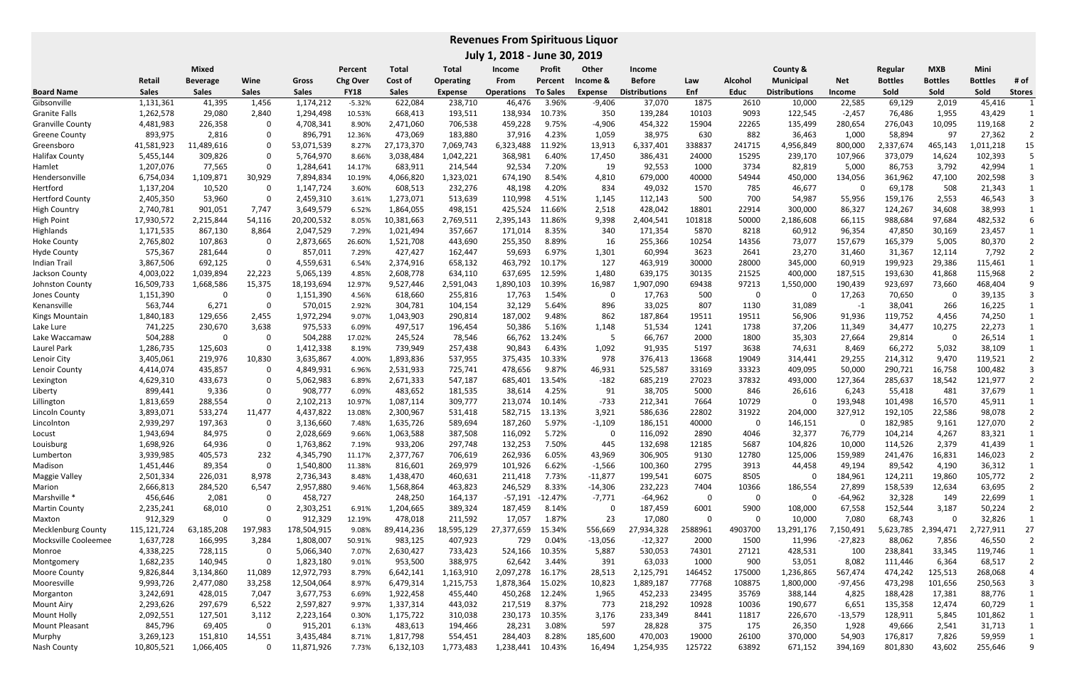# Revenues From Spirituous Liquor

## July 1, 2018 - June 30, 2019

| Board Name | Retail Sales | Mixed Beverage Sales | Wine Sales | Gross Sales | Percent Chg Over FY18 | Total Cost of Sales | Total Operating Expense | Income From Operations | Profit Percent To Sales | Other Income & Expense | Income Before Distributions | Law Enf | Alcohol Educ | County & Municipal Distributions | Net Income | Regular Bottles Sold | MXB Bottles Sold | Mini Bottles Sold | # of Stores |
|---|---|---|---|---|---|---|---|---|---|---|---|---|---|---|---|---|---|---|---|
| Gibsonville | 1,131,361 | 41,395 | 1,456 | 1,174,212 | -5.32% | 622,084 | 238,710 | 46,476 | 3.96% | -9,406 | 37,070 | 1875 | 2610 | 10,000 | 22,585 | 69,129 | 2,019 | 45,416 | 1 |
| Granite Falls | 1,262,578 | 29,080 | 2,840 | 1,294,498 | 10.53% | 668,413 | 193,511 | 138,934 | 10.73% | 350 | 139,284 | 10103 | 9093 | 122,545 | -2,457 | 76,486 | 1,955 | 43,429 | 1 |
| Granville County | 4,481,983 | 226,358 | 0 | 4,708,341 | 8.90% | 2,471,060 | 706,538 | 459,228 | 9.75% | -4,906 | 454,322 | 15904 | 22265 | 135,499 | 280,654 | 276,043 | 10,095 | 119,168 | 2 |
| Greene County | 893,975 | 2,816 | 0 | 896,791 | 12.36% | 473,069 | 183,880 | 37,916 | 4.23% | 1,059 | 38,975 | 630 | 882 | 36,463 | 1,000 | 58,894 | 97 | 27,362 | 2 |
| Greensboro | 41,581,923 | 11,489,616 | 0 | 53,071,539 | 8.27% | 27,173,370 | 7,069,743 | 6,323,488 | 11.92% | 13,913 | 6,337,401 | 338837 | 241715 | 4,956,849 | 800,000 | 2,337,674 | 465,143 | 1,011,218 | 15 |
| Halifax County | 5,455,144 | 309,826 | 0 | 5,764,970 | 8.66% | 3,038,484 | 1,042,221 | 368,981 | 6.40% | 17,450 | 386,431 | 24000 | 15295 | 239,170 | 107,966 | 373,079 | 14,624 | 102,393 | 5 |
| Hamlet | 1,207,076 | 77,565 | 0 | 1,284,641 | 14.17% | 683,911 | 214,544 | 92,534 | 7.20% | 19 | 92,553 | 1000 | 3734 | 82,819 | 5,000 | 86,753 | 3,792 | 42,994 | 1 |
| Hendersonville | 6,754,034 | 1,109,871 | 30,929 | 7,894,834 | 10.19% | 4,066,820 | 1,323,021 | 674,190 | 8.54% | 4,810 | 679,000 | 40000 | 54944 | 450,000 | 134,056 | 361,962 | 47,100 | 202,598 | 3 |
| Hertford | 1,137,204 | 10,520 | 0 | 1,147,724 | 3.60% | 608,513 | 232,276 | 48,198 | 4.20% | 834 | 49,032 | 1570 | 785 | 46,677 | 0 | 69,178 | 508 | 21,343 | 1 |
| Hertford County | 2,405,350 | 53,960 | 0 | 2,459,310 | 3.61% | 1,273,071 | 513,639 | 110,998 | 4.51% | 1,145 | 112,143 | 500 | 700 | 54,987 | 55,956 | 159,176 | 2,553 | 46,543 | 3 |
| High Country | 2,740,781 | 901,051 | 7,747 | 3,649,579 | 6.52% | 1,864,055 | 498,151 | 425,524 | 11.66% | 2,518 | 428,042 | 18801 | 22914 | 300,000 | 86,327 | 124,267 | 34,608 | 38,993 | 1 |
| High Point | 17,930,572 | 2,215,844 | 54,116 | 20,200,532 | 8.05% | 10,381,663 | 2,769,511 | 2,395,143 | 11.86% | 9,398 | 2,404,541 | 101818 | 50000 | 2,186,608 | 66,115 | 988,684 | 97,684 | 482,532 | 6 |
| Highlands | 1,171,535 | 867,130 | 8,864 | 2,047,529 | 7.29% | 1,021,494 | 357,667 | 171,014 | 8.35% | 340 | 171,354 | 5870 | 8218 | 60,912 | 96,354 | 47,850 | 30,169 | 23,457 | 1 |
| Hoke County | 2,765,802 | 107,863 | 0 | 2,873,665 | 26.60% | 1,521,708 | 443,690 | 255,350 | 8.89% | 16 | 255,366 | 10254 | 14356 | 73,077 | 157,679 | 165,379 | 5,005 | 80,370 | 2 |
| Hyde County | 575,367 | 281,644 | 0 | 857,011 | 7.29% | 427,427 | 162,447 | 59,693 | 6.97% | 1,301 | 60,994 | 3623 | 2641 | 23,270 | 31,460 | 31,367 | 12,114 | 7,792 | 2 |
| Indian Trail | 3,867,506 | 692,125 | 0 | 4,559,631 | 6.54% | 2,374,916 | 658,132 | 463,792 | 10.17% | 127 | 463,919 | 30000 | 28000 | 345,000 | 60,919 | 199,923 | 29,386 | 115,461 | 1 |
| Jackson County | 4,003,022 | 1,039,894 | 22,223 | 5,065,139 | 4.85% | 2,608,778 | 634,110 | 637,695 | 12.59% | 1,480 | 639,175 | 30135 | 21525 | 400,000 | 187,515 | 193,630 | 41,868 | 115,968 | 2 |
| Johnston County | 16,509,733 | 1,668,586 | 15,375 | 18,193,694 | 12.97% | 9,527,446 | 2,591,043 | 1,890,103 | 10.39% | 16,987 | 1,907,090 | 69438 | 97213 | 1,550,000 | 190,439 | 923,697 | 73,660 | 468,404 | 9 |
| Jones County | 1,151,390 | 0 | 0 | 1,151,390 | 4.56% | 618,660 | 255,816 | 17,763 | 1.54% | 0 | 17,763 | 500 | 0 | 0 | 17,263 | 70,650 | 0 | 39,135 | 3 |
| Kenansville | 563,744 | 6,271 | 0 | 570,015 | 2.92% | 304,781 | 104,154 | 32,129 | 5.64% | 896 | 33,025 | 807 | 1130 | 31,089 | -1 | 38,041 | 266 | 16,225 | 1 |
| Kings Mountain | 1,840,183 | 129,656 | 2,455 | 1,972,294 | 9.07% | 1,043,903 | 290,814 | 187,002 | 9.48% | 862 | 187,864 | 19511 | 19511 | 56,906 | 91,936 | 119,752 | 4,456 | 74,250 | 1 |
| Lake Lure | 741,225 | 230,670 | 3,638 | 975,533 | 6.09% | 497,517 | 196,454 | 50,386 | 5.16% | 1,148 | 51,534 | 1241 | 1738 | 37,206 | 11,349 | 34,477 | 10,275 | 22,273 | 1 |
| Lake Waccamaw | 504,288 | 0 | 0 | 504,288 | 17.02% | 245,524 | 78,546 | 66,762 | 13.24% | 5 | 66,767 | 2000 | 1800 | 35,303 | 27,664 | 29,814 | 0 | 26,514 | 1 |
| Laurel Park | 1,286,735 | 125,603 | 0 | 1,412,338 | 8.19% | 739,949 | 257,438 | 90,843 | 6.43% | 1,092 | 91,935 | 5197 | 3638 | 74,631 | 8,469 | 66,272 | 5,032 | 38,109 | 1 |
| Lenoir City | 3,405,061 | 219,976 | 10,830 | 3,635,867 | 4.00% | 1,893,836 | 537,955 | 375,435 | 10.33% | 978 | 376,413 | 13668 | 19049 | 314,441 | 29,255 | 214,312 | 9,470 | 119,521 | 2 |
| Lenoir County | 4,414,074 | 435,857 | 0 | 4,849,931 | 6.96% | 2,531,933 | 725,741 | 478,656 | 9.87% | 46,931 | 525,587 | 33169 | 33323 | 409,095 | 50,000 | 290,721 | 16,758 | 100,482 | 3 |
| Lexington | 4,629,310 | 433,673 | 0 | 5,062,983 | 6.89% | 2,671,333 | 547,187 | 685,401 | 13.54% | -182 | 685,219 | 27023 | 37832 | 493,000 | 127,364 | 285,637 | 18,542 | 121,977 | 2 |
| Liberty | 899,441 | 9,336 | 0 | 908,777 | 6.09% | 483,652 | 181,535 | 38,614 | 4.25% | 91 | 38,705 | 5000 | 846 | 26,616 | 6,243 | 55,418 | 481 | 37,679 | 1 |
| Lillington | 1,813,659 | 288,554 | 0 | 2,102,213 | 10.97% | 1,087,114 | 309,777 | 213,074 | 10.14% | -733 | 212,341 | 7664 | 10729 | 0 | 193,948 | 101,498 | 16,570 | 45,911 | 1 |
| Lincoln County | 3,893,071 | 533,274 | 11,477 | 4,437,822 | 13.08% | 2,300,967 | 531,418 | 582,715 | 13.13% | 3,921 | 586,636 | 22802 | 31922 | 204,000 | 327,912 | 192,105 | 22,586 | 98,078 | 2 |
| Lincolnton | 2,939,297 | 197,363 | 0 | 3,136,660 | 7.48% | 1,635,726 | 589,694 | 187,260 | 5.97% | -1,109 | 186,151 | 40000 | 0 | 146,151 | 0 | 182,985 | 9,161 | 127,070 | 2 |
| Locust | 1,943,694 | 84,975 | 0 | 2,028,669 | 9.66% | 1,063,588 | 387,508 | 116,092 | 5.72% | 0 | 116,092 | 2890 | 4046 | 32,377 | 76,779 | 104,214 | 4,267 | 83,321 | 1 |
| Louisburg | 1,698,926 | 64,936 | 0 | 1,763,862 | 7.19% | 933,206 | 297,748 | 132,253 | 7.50% | 445 | 132,698 | 12185 | 5687 | 104,826 | 10,000 | 114,526 | 2,379 | 41,439 | 1 |
| Lumberton | 3,939,985 | 405,573 | 232 | 4,345,790 | 11.17% | 2,377,767 | 706,619 | 262,936 | 6.05% | 43,969 | 306,905 | 9130 | 12780 | 125,006 | 159,989 | 241,476 | 16,831 | 146,023 | 2 |
| Madison | 1,451,446 | 89,354 | 0 | 1,540,800 | 11.38% | 816,601 | 269,979 | 101,926 | 6.62% | -1,566 | 100,360 | 2795 | 3913 | 44,458 | 49,194 | 89,542 | 4,190 | 36,312 | 1 |
| Maggie Valley | 2,501,334 | 226,031 | 8,978 | 2,736,343 | 8.48% | 1,438,470 | 460,631 | 211,418 | 7.73% | -11,877 | 199,541 | 6075 | 8505 | 0 | 184,961 | 124,211 | 19,860 | 105,772 | 2 |
| Marion | 2,666,813 | 284,520 | 6,547 | 2,957,880 | 9.46% | 1,568,864 | 463,823 | 246,529 | 8.33% | -14,306 | 232,223 | 7404 | 10366 | 186,554 | 27,899 | 158,539 | 12,634 | 63,695 | 2 |
| Marshville * | 456,646 | 2,081 | 0 | 458,727 | | 248,250 | 164,137 | -57,191 | -12.47% | -7,771 | -64,962 | 0 | 0 | 0 | -64,962 | 32,328 | 149 | 22,699 | 1 |
| Martin County | 2,235,241 | 68,010 | 0 | 2,303,251 | 6.91% | 1,204,665 | 389,324 | 187,459 | 8.14% | 0 | 187,459 | 6001 | 5900 | 108,000 | 67,558 | 152,544 | 3,187 | 50,224 | 2 |
| Maxton | 912,329 | 0 | 0 | 912,329 | 12.19% | 478,018 | 211,592 | 17,057 | 1.87% | 23 | 17,080 | 0 | 0 | 10,000 | 7,080 | 68,743 | 0 | 32,826 | 1 |
| Mecklenburg County | 115,121,724 | 63,185,208 | 197,983 | 178,504,915 | 9.08% | 89,414,236 | 18,595,129 | 27,377,659 | 15.34% | 556,669 | 27,934,328 | 2588961 | 4903700 | 13,291,176 | 7,150,491 | 5,623,785 | 2,394,471 | 2,727,911 | 27 |
| Mocksville Cooleemee | 1,637,728 | 166,995 | 3,284 | 1,808,007 | 50.91% | 983,125 | 407,923 | 729 | 0.04% | -13,056 | -12,327 | 2000 | 1500 | 11,996 | -27,823 | 88,062 | 7,856 | 46,550 | 2 |
| Monroe | 4,338,225 | 728,115 | 0 | 5,066,340 | 7.07% | 2,630,427 | 733,423 | 524,166 | 10.35% | 5,887 | 530,053 | 74301 | 27121 | 428,531 | 100 | 238,841 | 33,345 | 119,746 | 1 |
| Montgomery | 1,682,235 | 140,945 | 0 | 1,823,180 | 9.01% | 953,500 | 388,975 | 62,642 | 3.44% | 391 | 63,033 | 1000 | 900 | 53,051 | 8,082 | 111,446 | 6,364 | 68,517 | 2 |
| Moore County | 9,826,844 | 3,134,860 | 11,089 | 12,972,793 | 8.79% | 6,642,141 | 1,163,910 | 2,097,278 | 16.17% | 28,513 | 2,125,791 | 146452 | 175000 | 1,236,865 | 567,474 | 474,242 | 125,513 | 268,068 | 4 |
| Mooresville | 9,993,726 | 2,477,080 | 33,258 | 12,504,064 | 8.97% | 6,479,314 | 1,215,753 | 1,878,364 | 15.02% | 10,823 | 1,889,187 | 77768 | 108875 | 1,800,000 | -97,456 | 473,298 | 101,656 | 250,563 | 3 |
| Morganton | 3,242,691 | 428,015 | 7,047 | 3,677,753 | 6.69% | 1,922,458 | 455,440 | 450,268 | 12.24% | 1,965 | 452,233 | 23495 | 35769 | 388,144 | 4,825 | 188,428 | 17,381 | 88,776 | 1 |
| Mount Airy | 2,293,626 | 297,679 | 6,522 | 2,597,827 | 9.97% | 1,337,314 | 443,032 | 217,519 | 8.37% | 773 | 218,292 | 10928 | 10036 | 190,677 | 6,651 | 135,358 | 12,474 | 60,729 | 1 |
| Mount Holly | 2,092,551 | 127,501 | 3,112 | 2,223,164 | 0.30% | 1,175,722 | 310,038 | 230,173 | 10.35% | 3,176 | 233,349 | 8441 | 11817 | 226,670 | -13,579 | 128,911 | 5,845 | 101,862 | 1 |
| Mount Pleasant | 845,796 | 69,405 | 0 | 915,201 | 6.13% | 483,613 | 194,466 | 28,231 | 3.08% | 597 | 28,828 | 375 | 175 | 26,350 | 1,928 | 49,666 | 2,541 | 31,713 | 1 |
| Murphy | 3,269,123 | 151,810 | 14,551 | 3,435,484 | 8.71% | 1,817,798 | 554,451 | 284,403 | 8.28% | 185,600 | 470,003 | 19000 | 26100 | 370,000 | 54,903 | 176,817 | 7,826 | 59,959 | 1 |
| Nash County | 10,805,521 | 1,066,405 | 0 | 11,871,926 | 7.73% | 6,132,103 | 1,773,483 | 1,238,441 | 10.43% | 16,494 | 1,254,935 | 125722 | 63892 | 671,152 | 394,169 | 801,830 | 43,602 | 255,646 | 9 |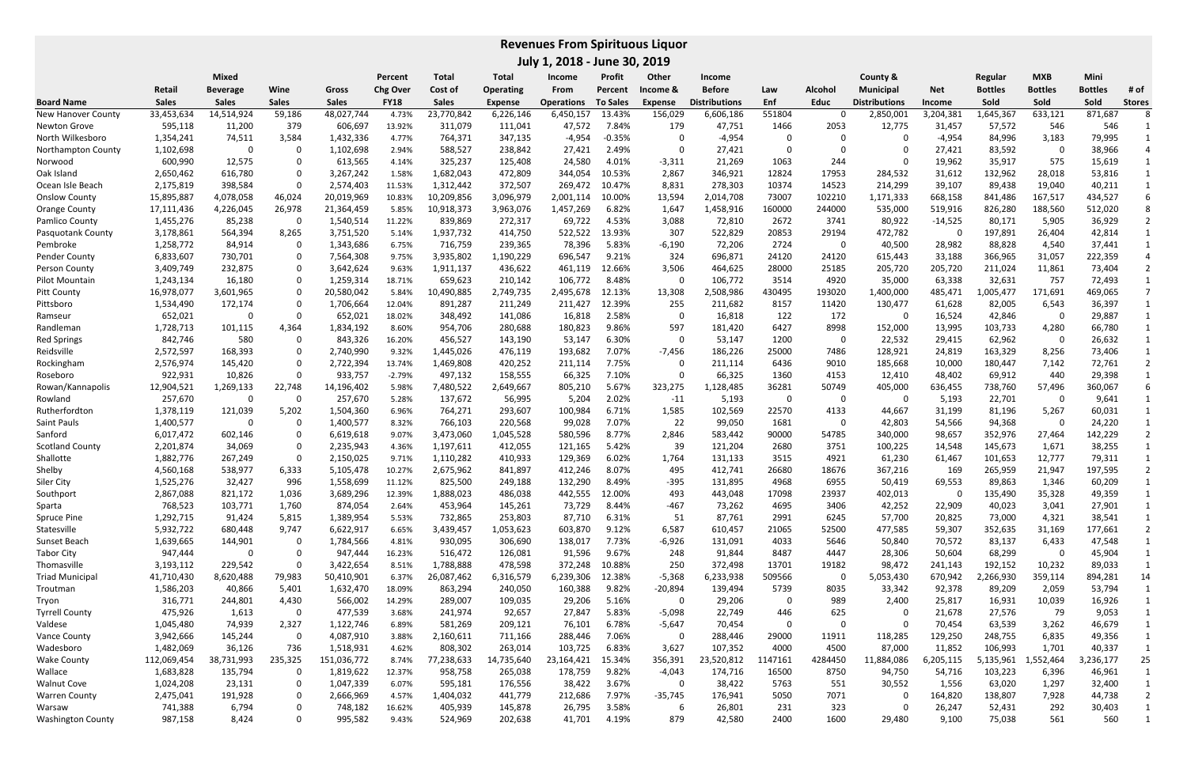# Revenues From Spirituous Liquor

## July 1, 2018 - June 30, 2019

| Board Name | Retail Sales | Mixed Beverage Sales | Wine Sales | Gross Sales | Percent Chg Over FY18 | Total Cost of Sales | Total Operating Expense | Income From Operations | Profit Percent To Sales | Other Income & Expense | Income Before Distributions | Law Enf | Alcohol Educ | County & Municipal Distributions | Net Income | Regular Bottles Sold | MXB Bottles Sold | Mini Bottles Sold | # of Stores |
|---|---|---|---|---|---|---|---|---|---|---|---|---|---|---|---|---|---|---|---|
| New Hanover County | 33,453,634 | 14,514,924 | 59,186 | 48,027,744 | 4.73% | 23,770,842 | 6,226,146 | 6,450,157 | 13.43% | 156,029 | 6,606,186 | 551804 | 0 | 2,850,001 | 3,204,381 | 1,645,367 | 633,121 | 871,687 | 8 |
| Newton Grove | 595,118 | 11,200 | 379 | 606,697 | 13.92% | 311,079 | 111,041 | 47,572 | 7.84% | 179 | 47,751 | 1466 | 2053 | 12,775 | 31,457 | 57,572 | 546 | 546 | 1 |
| North Wilkesboro | 1,354,241 | 74,511 | 3,584 | 1,432,336 | 4.77% | 764,371 | 347,135 | -4,954 | -0.35% | 0 | -4,954 | 0 | 0 | 0 | -4,954 | 84,996 | 3,183 | 79,995 | 1 |
| Northampton County | 1,102,698 | 0 | 0 | 1,102,698 | 2.94% | 588,527 | 238,842 | 27,421 | 2.49% | 0 | 27,421 | 0 | 0 | 0 | 27,421 | 83,592 | 0 | 38,966 | 4 |
| Norwood | 600,990 | 12,575 | 0 | 613,565 | 4.14% | 325,237 | 125,408 | 24,580 | 4.01% | -3,311 | 21,269 | 1063 | 244 | 0 | 19,962 | 35,917 | 575 | 15,619 | 1 |
| Oak Island | 2,650,462 | 616,780 | 0 | 3,267,242 | 1.58% | 1,682,043 | 472,809 | 344,054 | 10.53% | 2,867 | 346,921 | 12824 | 17953 | 284,532 | 31,612 | 132,962 | 28,018 | 53,816 | 1 |
| Ocean Isle Beach | 2,175,819 | 398,584 | 0 | 2,574,403 | 11.53% | 1,312,442 | 372,507 | 269,472 | 10.47% | 8,831 | 278,303 | 10374 | 14523 | 214,299 | 39,107 | 89,438 | 19,040 | 40,211 | 1 |
| Onslow County | 15,895,887 | 4,078,058 | 46,024 | 20,019,969 | 10.83% | 10,209,856 | 3,096,979 | 2,001,114 | 10.00% | 13,594 | 2,014,708 | 73007 | 102210 | 1,171,333 | 668,158 | 841,486 | 167,517 | 434,527 | 6 |
| Orange County | 17,111,436 | 4,226,045 | 26,978 | 21,364,459 | 5.85% | 10,918,373 | 3,963,076 | 1,457,269 | 6.82% | 1,647 | 1,458,916 | 160000 | 244000 | 535,000 | 519,916 | 826,280 | 188,560 | 512,020 | 8 |
| Pamlico County | 1,455,276 | 85,238 | 0 | 1,540,514 | 11.22% | 839,869 | 272,317 | 69,722 | 4.53% | 3,088 | 72,810 | 2672 | 3741 | 80,922 | -14,525 | 80,171 | 5,905 | 36,929 | 2 |
| Pasquotank County | 3,178,861 | 564,394 | 8,265 | 3,751,520 | 5.14% | 1,937,732 | 414,750 | 522,522 | 13.93% | 307 | 522,829 | 20853 | 29194 | 472,782 | 0 | 197,891 | 26,404 | 42,814 | 1 |
| Pembroke | 1,258,772 | 84,914 | 0 | 1,343,686 | 6.75% | 716,759 | 239,365 | 78,396 | 5.83% | -6,190 | 72,206 | 2724 | 0 | 40,500 | 28,982 | 88,828 | 4,540 | 37,441 | 1 |
| Pender County | 6,833,607 | 730,701 | 0 | 7,564,308 | 9.75% | 3,935,802 | 1,190,229 | 696,547 | 9.21% | 324 | 696,871 | 24120 | 24120 | 615,443 | 33,188 | 366,965 | 31,057 | 222,359 | 4 |
| Person County | 3,409,749 | 232,875 | 0 | 3,642,624 | 9.63% | 1,911,137 | 436,622 | 461,119 | 12.66% | 3,506 | 464,625 | 28000 | 25185 | 205,720 | 205,720 | 211,024 | 11,861 | 73,404 | 2 |
| Pilot Mountain | 1,243,134 | 16,180 | 0 | 1,259,314 | 18.71% | 659,623 | 210,142 | 106,772 | 8.48% | 0 | 106,772 | 3514 | 4920 | 35,000 | 63,338 | 32,631 | 757 | 72,493 | 1 |
| Pitt County | 16,978,077 | 3,601,965 | 0 | 20,580,042 | 5.84% | 10,490,885 | 2,749,735 | 2,495,678 | 12.13% | 13,308 | 2,508,986 | 430495 | 193020 | 1,400,000 | 485,471 | 1,005,477 | 171,691 | 469,065 | 7 |
| Pittsboro | 1,534,490 | 172,174 | 0 | 1,706,664 | 12.04% | 891,287 | 211,249 | 211,427 | 12.39% | 255 | 211,682 | 8157 | 11420 | 130,477 | 61,628 | 82,005 | 6,543 | 36,397 | 1 |
| Ramseur | 652,021 | 0 | 0 | 652,021 | 18.02% | 348,492 | 141,086 | 16,818 | 2.58% | 0 | 16,818 | 122 | 172 | 0 | 16,524 | 42,846 | 0 | 29,887 | 1 |
| Randleman | 1,728,713 | 101,115 | 4,364 | 1,834,192 | 8.60% | 954,706 | 280,688 | 180,823 | 9.86% | 597 | 181,420 | 6427 | 8998 | 152,000 | 13,995 | 103,733 | 4,280 | 66,780 | 1 |
| Red Springs | 842,746 | 580 | 0 | 843,326 | 16.20% | 456,527 | 143,190 | 53,147 | 6.30% | 0 | 53,147 | 1200 | 0 | 22,532 | 29,415 | 62,962 | 0 | 26,632 | 1 |
| Reidsville | 2,572,597 | 168,393 | 0 | 2,740,990 | 9.32% | 1,445,026 | 476,119 | 193,682 | 7.07% | -7,456 | 186,226 | 25000 | 7486 | 128,921 | 24,819 | 163,329 | 8,256 | 73,406 | 1 |
| Rockingham | 2,576,974 | 145,420 | 0 | 2,722,394 | 13.74% | 1,469,808 | 420,252 | 211,114 | 7.75% | 0 | 211,114 | 6436 | 9010 | 185,668 | 10,000 | 180,447 | 7,142 | 72,761 | 2 |
| Roseboro | 922,931 | 10,826 | 0 | 933,757 | -2.79% | 497,132 | 158,555 | 66,325 | 7.10% | 0 | 66,325 | 1360 | 4153 | 12,410 | 48,402 | 69,912 | 440 | 29,398 | 1 |
| Rowan/Kannapolis | 12,904,521 | 1,269,133 | 22,748 | 14,196,402 | 5.98% | 7,480,522 | 2,649,667 | 805,210 | 5.67% | 323,275 | 1,128,485 | 36281 | 50749 | 405,000 | 636,455 | 738,760 | 57,496 | 360,067 | 6 |
| Rowland | 257,670 | 0 | 0 | 257,670 | 5.28% | 137,672 | 56,995 | 5,204 | 2.02% | -11 | 5,193 | 0 | 0 | 0 | 5,193 | 22,701 | 0 | 9,641 | 1 |
| Rutherfordton | 1,378,119 | 121,039 | 5,202 | 1,504,360 | 6.96% | 764,271 | 293,607 | 100,984 | 6.71% | 1,585 | 102,569 | 22570 | 4133 | 44,667 | 31,199 | 81,196 | 5,267 | 60,031 | 1 |
| Saint Pauls | 1,400,577 | 0 | 0 | 1,400,577 | 8.32% | 766,103 | 220,568 | 99,028 | 7.07% | 22 | 99,050 | 1681 | 0 | 42,803 | 54,566 | 94,368 | 0 | 24,220 | 1 |
| Sanford | 6,017,472 | 602,146 | 0 | 6,619,618 | 9.07% | 3,473,060 | 1,045,528 | 580,596 | 8.77% | 2,846 | 583,442 | 90000 | 54785 | 340,000 | 98,657 | 352,976 | 27,464 | 142,229 | 2 |
| Scotland County | 2,201,874 | 34,069 | 0 | 2,235,943 | 4.36% | 1,197,611 | 412,055 | 121,165 | 5.42% | 39 | 121,204 | 2680 | 3751 | 100,225 | 14,548 | 145,673 | 1,671 | 38,255 | 1 |
| Shallotte | 1,882,776 | 267,249 | 0 | 2,150,025 | 9.71% | 1,110,282 | 410,933 | 129,369 | 6.02% | 1,764 | 131,133 | 3515 | 4921 | 61,230 | 61,467 | 101,653 | 12,777 | 79,311 | 1 |
| Shelby | 4,560,168 | 538,977 | 6,333 | 5,105,478 | 10.27% | 2,675,962 | 841,897 | 412,246 | 8.07% | 495 | 412,741 | 26680 | 18676 | 367,216 | 169 | 265,959 | 21,947 | 197,595 | 2 |
| Siler City | 1,525,276 | 32,427 | 996 | 1,558,699 | 11.12% | 825,500 | 249,188 | 132,290 | 8.49% | -395 | 131,895 | 4968 | 6955 | 50,419 | 69,553 | 89,863 | 1,346 | 60,209 | 1 |
| Southport | 2,867,088 | 821,172 | 1,036 | 3,689,296 | 12.39% | 1,888,023 | 486,038 | 442,555 | 12.00% | 493 | 443,048 | 17098 | 23937 | 402,013 | 0 | 135,490 | 35,328 | 49,359 | 1 |
| Sparta | 768,523 | 103,771 | 1,760 | 874,054 | 2.64% | 453,964 | 145,261 | 73,729 | 8.44% | -467 | 73,262 | 4695 | 3406 | 42,252 | 22,909 | 40,023 | 3,041 | 27,901 | 1 |
| Spruce Pine | 1,292,715 | 91,424 | 5,815 | 1,389,954 | 5.53% | 732,865 | 253,803 | 87,710 | 6.31% | 51 | 87,761 | 2991 | 6245 | 57,700 | 20,825 | 73,000 | 4,321 | 38,541 | 1 |
| Statesville | 5,932,722 | 680,448 | 9,747 | 6,622,917 | 6.65% | 3,439,457 | 1,053,623 | 603,870 | 9.12% | 6,587 | 610,457 | 21065 | 52500 | 477,585 | 59,307 | 352,635 | 31,169 | 177,661 | 2 |
| Sunset Beach | 1,639,665 | 144,901 | 0 | 1,784,566 | 4.81% | 930,095 | 306,690 | 138,017 | 7.73% | -6,926 | 131,091 | 4033 | 5646 | 50,840 | 70,572 | 83,137 | 6,433 | 47,548 | 1 |
| Tabor City | 947,444 | 0 | 0 | 947,444 | 16.23% | 516,472 | 126,081 | 91,596 | 9.67% | 248 | 91,844 | 8487 | 4447 | 28,306 | 50,604 | 68,299 | 0 | 45,904 | 1 |
| Thomasville | 3,193,112 | 229,542 | 0 | 3,422,654 | 8.51% | 1,788,888 | 478,598 | 372,248 | 10.88% | 250 | 372,498 | 13701 | 19182 | 98,472 | 241,143 | 192,152 | 10,232 | 89,033 | 1 |
| Triad Municipal | 41,710,430 | 8,620,488 | 79,983 | 50,410,901 | 6.37% | 26,087,462 | 6,316,579 | 6,239,306 | 12.38% | -5,368 | 6,233,938 | 509566 | 0 | 5,053,430 | 670,942 | 2,266,930 | 359,114 | 894,281 | 14 |
| Troutman | 1,586,203 | 40,866 | 5,401 | 1,632,470 | 18.09% | 863,294 | 240,050 | 160,388 | 9.82% | -20,894 | 139,494 | 5739 | 8035 | 33,342 | 92,378 | 89,209 | 2,059 | 53,794 | 1 |
| Tryon | 316,771 | 244,801 | 4,430 | 566,002 | 14.29% | 289,007 | 109,035 | 29,206 | 5.16% | 0 | 29,206 | 0 | 989 | 2,400 | 25,817 | 16,931 | 10,039 | 16,926 | 1 |
| Tyrrell County | 475,926 | 1,613 | 0 | 477,539 | 3.68% | 241,974 | 92,657 | 27,847 | 5.83% | -5,098 | 22,749 | 446 | 625 | 0 | 21,678 | 27,576 | 79 | 9,053 | 1 |
| Valdese | 1,045,480 | 74,939 | 2,327 | 1,122,746 | 6.89% | 581,269 | 209,121 | 76,101 | 6.78% | -5,647 | 70,454 | 0 | 0 | 0 | 70,454 | 63,539 | 3,262 | 46,679 | 1 |
| Vance County | 3,942,666 | 145,244 | 0 | 4,087,910 | 3.88% | 2,160,611 | 711,166 | 288,446 | 7.06% | 0 | 288,446 | 29000 | 11911 | 118,285 | 129,250 | 248,755 | 6,835 | 49,356 | 1 |
| Wadesboro | 1,482,069 | 36,126 | 736 | 1,518,931 | 4.62% | 808,302 | 263,014 | 103,725 | 6.83% | 3,627 | 107,352 | 4000 | 4500 | 87,000 | 11,852 | 106,993 | 1,701 | 40,337 | 1 |
| Wake County | 112,069,454 | 38,731,993 | 235,325 | 151,036,772 | 8.74% | 77,238,633 | 14,735,640 | 23,164,421 | 15.34% | 356,391 | 23,520,812 | 1147161 | 4284450 | 11,884,086 | 6,205,115 | 5,135,961 | 1,552,464 | 3,236,177 | 25 |
| Wallace | 1,683,828 | 135,794 | 0 | 1,819,622 | 12.37% | 958,758 | 265,038 | 178,759 | 9.82% | -4,043 | 174,716 | 16500 | 8750 | 94,750 | 54,716 | 103,223 | 6,396 | 46,961 | 1 |
| Walnut Cove | 1,024,208 | 23,131 | 0 | 1,047,339 | 6.07% | 595,181 | 176,556 | 38,422 | 3.67% | 0 | 38,422 | 5763 | 551 | 30,552 | 1,556 | 63,020 | 1,297 | 32,400 | 1 |
| Warren County | 2,475,041 | 191,928 | 0 | 2,666,969 | 4.57% | 1,404,032 | 441,779 | 212,686 | 7.97% | -35,745 | 176,941 | 5050 | 7071 | 0 | 164,820 | 138,807 | 7,928 | 44,738 | 2 |
| Warsaw | 741,388 | 6,794 | 0 | 748,182 | 16.62% | 405,939 | 145,878 | 26,795 | 3.58% | 6 | 26,801 | 231 | 323 | 0 | 26,247 | 52,431 | 292 | 30,403 | 1 |
| Washington County | 987,158 | 8,424 | 0 | 995,582 | 9.43% | 524,969 | 202,638 | 41,701 | 4.19% | 879 | 42,580 | 2400 | 1600 | 29,480 | 9,100 | 75,038 | 561 | 560 | 1 |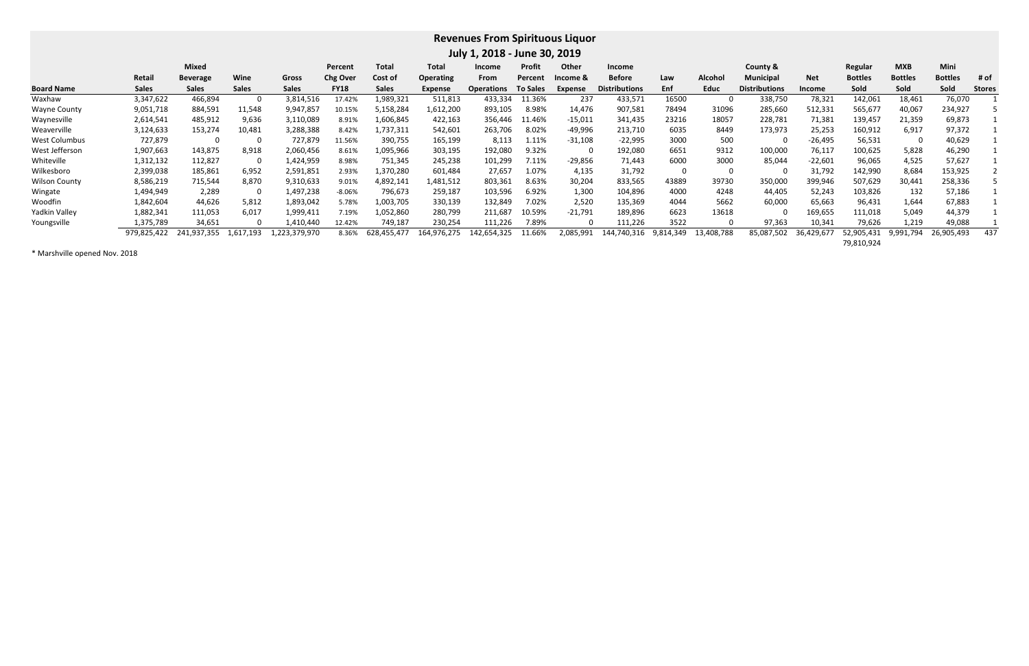# Revenues From Spirituous Liquor

## July 1, 2018 - June 30, 2019

| Board Name | Retail Sales | Mixed Beverage Sales | Wine Sales | Gross Sales | Percent Chg Over FY18 | Total Cost of Sales | Total Operating Expense | Income From Operations | Profit Percent To Sales | Other Income & Expense | Income Before Distributions | Law Enf | Alcohol Educ | County & Municipal Distributions | Net Income | Regular Bottles Sold | MXB Bottles Sold | Mini Bottles Sold | # of Stores |
|---|---|---|---|---|---|---|---|---|---|---|---|---|---|---|---|---|---|---|---|
| Waxhaw | 3,347,622 | 466,894 | 0 | 3,814,516 | 17.42% | 1,989,321 | 511,813 | 433,334 | 11.36% | 237 | 433,571 | 16500 | 0 | 338,750 | 78,321 | 142,061 | 18,461 | 76,070 | 1 |
| Wayne County | 9,051,718 | 884,591 | 11,548 | 9,947,857 | 10.15% | 5,158,284 | 1,612,200 | 893,105 | 8.98% | 14,476 | 907,581 | 78494 | 31096 | 285,660 | 512,331 | 565,677 | 40,067 | 234,927 | 5 |
| Waynesville | 2,614,541 | 485,912 | 9,636 | 3,110,089 | 8.91% | 1,606,845 | 422,163 | 356,446 | 11.46% | -15,011 | 341,435 | 23216 | 18057 | 228,781 | 71,381 | 139,457 | 21,359 | 69,873 | 1 |
| Weaverville | 3,124,633 | 153,274 | 10,481 | 3,288,388 | 8.42% | 1,737,311 | 542,601 | 263,706 | 8.02% | -49,996 | 213,710 | 6035 | 8449 | 173,973 | 25,253 | 160,912 | 6,917 | 97,372 | 1 |
| West Columbus | 727,879 | 0 | 0 | 727,879 | 11.56% | 390,755 | 165,199 | 8,113 | 1.11% | -31,108 | -22,995 | 3000 | 500 | 0 | -26,495 | 56,531 | 0 | 40,629 | 1 |
| West Jefferson | 1,907,663 | 143,875 | 8,918 | 2,060,456 | 8.61% | 1,095,966 | 303,195 | 192,080 | 9.32% | 0 | 192,080 | 6651 | 9312 | 100,000 | 76,117 | 100,625 | 5,828 | 46,290 | 1 |
| Whiteville | 1,312,132 | 112,827 | 0 | 1,424,959 | 8.98% | 751,345 | 245,238 | 101,299 | 7.11% | -29,856 | 71,443 | 6000 | 3000 | 85,044 | -22,601 | 96,065 | 4,525 | 57,627 | 1 |
| Wilkesboro | 2,399,038 | 185,861 | 6,952 | 2,591,851 | 2.93% | 1,370,280 | 601,484 | 27,657 | 1.07% | 4,135 | 31,792 | 0 | 0 | 0 | 31,792 | 142,990 | 8,684 | 153,925 | 2 |
| Wilson County | 8,586,219 | 715,544 | 8,870 | 9,310,633 | 9.01% | 4,892,141 | 1,481,512 | 803,361 | 8.63% | 30,204 | 833,565 | 43889 | 39730 | 350,000 | 399,946 | 507,629 | 30,441 | 258,336 | 5 |
| Wingate | 1,494,949 | 2,289 | 0 | 1,497,238 | -8.06% | 796,673 | 259,187 | 103,596 | 6.92% | 1,300 | 104,896 | 4000 | 4248 | 44,405 | 52,243 | 103,826 | 132 | 57,186 | 1 |
| Woodfin | 1,842,604 | 44,626 | 5,812 | 1,893,042 | 5.78% | 1,003,705 | 330,139 | 132,849 | 7.02% | 2,520 | 135,369 | 4044 | 5662 | 60,000 | 65,663 | 96,431 | 1,644 | 67,883 | 1 |
| Yadkin Valley | 1,882,341 | 111,053 | 6,017 | 1,999,411 | 7.19% | 1,052,860 | 280,799 | 211,687 | 10.59% | -21,791 | 189,896 | 6623 | 13618 | 0 | 169,655 | 111,018 | 5,049 | 44,379 | 1 |
| Youngsville | 1,375,789 | 34,651 | 0 | 1,410,440 | 12.42% | 749,187 | 230,254 | 111,226 | 7.89% | 0 | 111,226 | 3522 | 0 | 97,363 | 10,341 | 79,626 | 1,219 | 49,088 | 1 |
| | 979,825,422 | 241,937,355 | 1,617,193 | 1,223,379,970 | 8.36% | 628,455,477 | 164,976,275 | 142,654,325 | 11.66% | 2,085,991 | 144,740,316 | 9,814,349 | 13,408,788 | 85,087,502 | 36,429,677 | 52,905,431 | 9,991,794 | 26,905,493 | 437 |
| | | | | | | | | | | | | | | | | 79,810,924 | | | |

* Marshville opened Nov. 2018